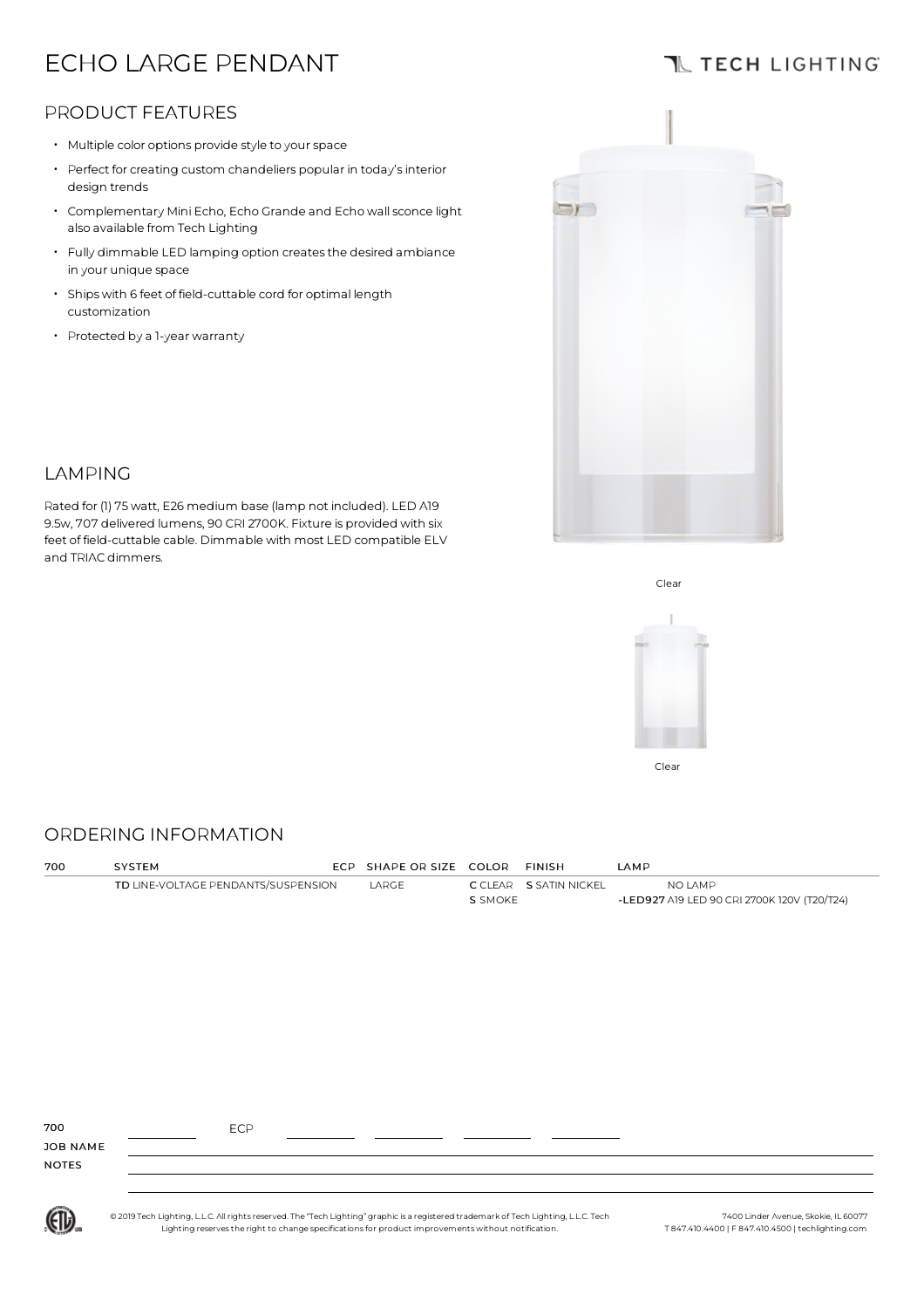# ECHO LARGE PENDANT

TECH LIGHTING

## PRODUCT FEATURES

- Multiple color options provide style to your space
- Perfect for creating custom chandeliers popular in today's interior design trends
- Complementary Mini Echo, Echo Grande and Echo wall sconce light also available from Tech Lighting
- Fully dimmable LED lamping option creates the desired ambiance in your unique space
- Ships with 6 feet of field-cuttable cord for optimal length customization
- Protected by a 1-year warranty

## LAMPING

Rated for (1) 75 watt, E26 medium base (lamp not included). LED A19 9.5w, 707 delivered lumens, 90 CRI 2700K. Fixture is provided with six feet of field-cuttable cable. Dimmable with most LED compatible ELV and TRIAC dimmers.

Clear

Clear

## ORDERING INFORMATION

| 700 | SYSTEM | ECP | SHAPE OR SIZE | COLOR | FINISH | LAMP |
|---|---|---|---|---|---|---|
| | **TD** LINE-VOLTAGE PENDANTS/SUSPENSION | | LARGE | **C** CLEAR | **S** SATIN NICKEL | NO LAMP |
| | | | | **S** SMOKE | | **-LED927** A19 LED 90 CRI 2700K 120V (T20/T24) |

700 ________ ECP ________ ________ ________ ________

JOB NAME ________

NOTES ________

© 2019 Tech Lighting, L.L.C. All rights reserved. The "Tech Lighting" graphic is a registered trademark of Tech Lighting, L.L.C. Tech Lighting reserves the right to change specifications for product improvements without notification.

7400 Linder Avenue, Skokie, IL 60077
T 847.410.4400 | F 847.410.4500 | techlighting.com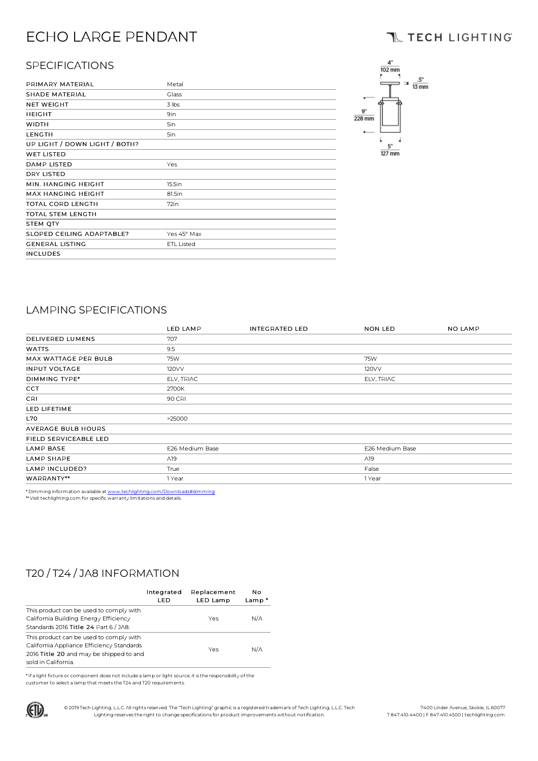# ECHO LARGE PENDANT

TECH LIGHTING

## SPECIFICATIONS

| | |
|---|---|
| PRIMARY MATERIAL | Metal |
| SHADE MATERIAL | Glass |
| NET WEIGHT | 3 lbs |
| HEIGHT | 9in |
| WIDTH | 5in |
| LENGTH | 5in |
| UP LIGHT / DOWN LIGHT / BOTH? | |
| WET LISTED | |
| DAMP LISTED | Yes |
| DRY LISTED | |
| MIN. HANGING HEIGHT | 15.5in |
| MAX HANGING HEIGHT | 81.5in |
| TOTAL CORD LENGTH | 72in |
| TOTAL STEM LENGTH | |
| STEM QTY | |
| SLOPED CEILING ADAPTABLE? | Yes 45° Max |
| GENERAL LISTING | ETL Listed |
| INCLUDES | |

4"
102 mm
.5"
13 mm
9"
228 mm
5"
127 mm

## LAMPING SPECIFICATIONS

| | LED LAMP | INTEGRATED LED | NON LED | NO LAMP |
|---|---|---|---|---|
| DELIVERED LUMENS | 707 | | | |
| WATTS | 9.5 | | | |
| MAX WATTAGE PER BULB | 75W | | 75W | |
| INPUT VOLTAGE | 120VV | | 120VV | |
| DIMMING TYPE* | ELV, TRIAC | | ELV, TRIAC | |
| CCT | 2700K | | | |
| CRI | 90 CRI | | | |
| LED LIFETIME | | | | |
| L70 | >25000 | | | |
| AVERAGE BULB HOURS | | | | |
| FIELD SERVICEABLE LED | | | | |
| LAMP BASE | E26 Medium Base | | E26 Medium Base | |
| LAMP SHAPE | A19 | | A19 | |
| LAMP INCLUDED? | True | | False | |
| WARRANTY** | 1 Year | | 1 Year | |

* Dimming information available at www.techlighting.com/Downloads#dimming
** Visit techlighting.com for specific warranty limitations and details.

## T20 / T24 / JA8 INFORMATION

| | Integrated LED | Replacement LED Lamp | No Lamp * |
|---|---|---|---|
| This product can be used to comply with California Building Energy Efficiency Standards 2016 **Title 24** Part 6 / JA8. | | Yes | N/A |
| This product can be used to comply with California Appliance Efficiency Standards 2016 **Title 20** and may be shipped to and sold in California. | | Yes | N/A |

* If a light fixture or component does not include a lamp or light source, it is the responsibility of the customer to select a lamp that meets the T24 and T20 requirements.

© 2019 Tech Lighting, L.L.C. All rights reserved. The "Tech Lighting" graphic is a registered trademark of Tech Lighting, L.L.C. Tech Lighting reserves the right to change specifications for product improvements without notification.

7400 Linder Avenue, Skokie, IL 60077
T 847.410.4400 | F 847.410.4500 | techlighting.com